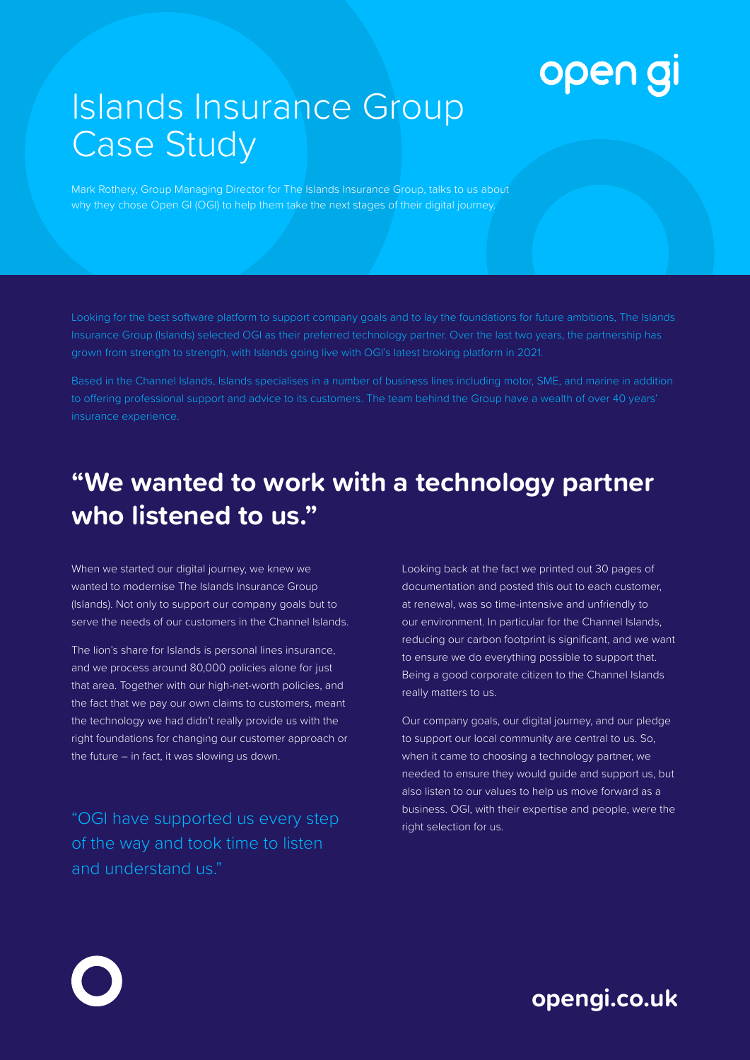# Islands Insurance Group Case Study

Mark Rothery, Group Managing Director for The Islands Insurance Group, talks to us about why they chose Open GI (OGI) to help them take the next stages of their digital journey.

Looking for the best software platform to support company goals and to lay the foundations for future ambitions, The Islands Insurance Group (Islands) selected OGI as their preferred technology partner. Over the last two years, the partnership has grown from strength to strength, with Islands going live with OGI's latest broking platform in 2021.

Based in the Channel Islands, Islands specialises in a number of business lines including motor, SME, and marine in addition to offering professional support and advice to its customers. The team behind the Group have a wealth of over 40 years' insurance experience.

## "We wanted to work with a technology partner who listened to us."

When we started our digital journey, we knew we wanted to modernise The Islands Insurance Group (Islands). Not only to support our company goals but to serve the needs of our customers in the Channel Islands.

The lion's share for Islands is personal lines insurance, and we process around 80,000 policies alone for just that area. Together with our high-net-worth policies, and the fact that we pay our own claims to customers, meant the technology we had didn't really provide us with the right foundations for changing our customer approach or the future – in fact, it was slowing us down.

"OGI have supported us every step of the way and took time to listen and understand us."

Looking back at the fact we printed out 30 pages of documentation and posted this out to each customer, at renewal, was so time-intensive and unfriendly to our environment. In particular for the Channel Islands, reducing our carbon footprint is significant, and we want to ensure we do everything possible to support that. Being a good corporate citizen to the Channel Islands really matters to us.

Our company goals, our digital journey, and our pledge to support our local community are central to us. So, when it came to choosing a technology partner, we needed to ensure they would guide and support us, but also listen to our values to help us move forward as a business. OGI, with their expertise and people, were the right selection for us.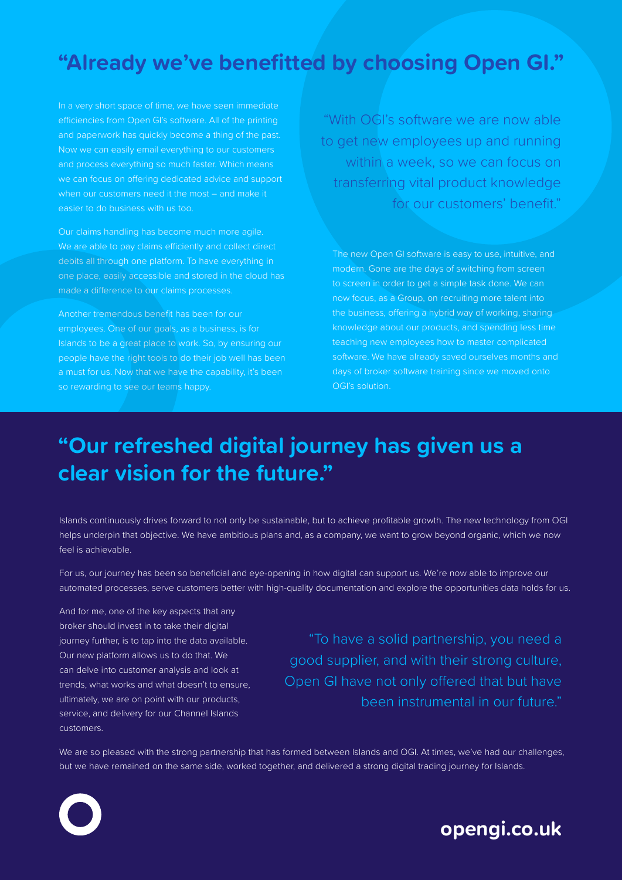## "Already we've benefitted by choosing Open GI."

In a very short space of time, we have seen immediate efficiencies from Open GI's software. All of the printing and paperwork has quickly become a thing of the past. Now we can easily email everything to our customers and process everything so much faster. Which means we can focus on offering dedicated advice and support when our customers need it the most – and make it easier to do business with us too.

Our claims handling has become much more agile. We are able to pay claims efficiently and collect direct debits all through one platform. To have everything in one place, easily accessible and stored in the cloud has made a difference to our claims processes.

Another tremendous benefit has been for our employees. One of our goals, as a business, is for Islands to be a great place to work. So, by ensuring our people have the right tools to do their job well has been a must for us. Now that we have the capability, it's been so rewarding to see our teams happy.

> "With OGI's software we are now able to get new employees up and running within a week, so we can focus on transferring vital product knowledge for our customers' benefit."

The new Open GI software is easy to use, intuitive, and modern. Gone are the days of switching from screen to screen in order to get a simple task done. We can now focus, as a Group, on recruiting more talent into the business, offering a hybrid way of working, sharing knowledge about our products, and spending less time teaching new employees how to master complicated software. We have already saved ourselves months and days of broker software training since we moved onto OGI's solution.

## "Our refreshed digital journey has given us a clear vision for the future."

Islands continuously drives forward to not only be sustainable, but to achieve profitable growth. The new technology from OGI helps underpin that objective. We have ambitious plans and, as a company, we want to grow beyond organic, which we now feel is achievable.

For us, our journey has been so beneficial and eye-opening in how digital can support us. We're now able to improve our automated processes, serve customers better with high-quality documentation and explore the opportunities data holds for us.

And for me, one of the key aspects that any broker should invest in to take their digital journey further, is to tap into the data available. Our new platform allows us to do that. We can delve into customer analysis and look at trends, what works and what doesn't to ensure, ultimately, we are on point with our products, service, and delivery for our Channel Islands customers.

> "To have a solid partnership, you need a good supplier, and with their strong culture, Open GI have not only offered that but have been instrumental in our future."

We are so pleased with the strong partnership that has formed between Islands and OGI. At times, we've had our challenges, but we have remained on the same side, worked together, and delivered a strong digital trading journey for Islands.

**opengi.co.uk**